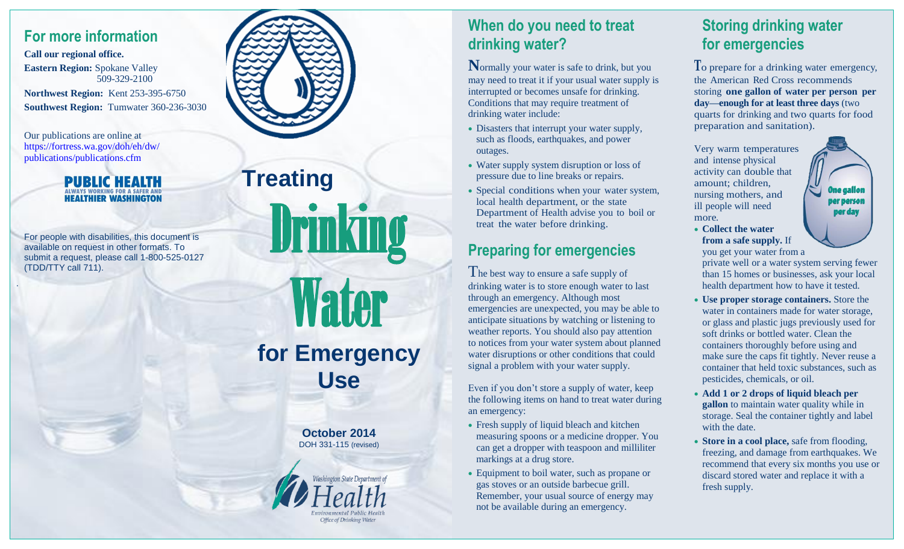## For more information

**Call our regional office.**

**Eastern Region:** Spokane Valley 509-329-2100

**Northwest Region:** Kent 253-395-6750

**Southwest Region:** Tumwater 360-236-3030

Our publications are online at https://fortress.wa.gov/doh/eh/dw/publications/publications.cfm

**PUBLIC HEALTH**
ALWAYS WORKING FOR A SAFER AND HEALTHIER WASHINGTON

For people with disabilities, this document is available on request in other formats. To submit a request, please call 1-800-525-0127 (TDD/TTY call 711).

# Treating Drinking Water for Emergency Use

**October 2014**
DOH 331-115 (revised)

Washington State Department of Health
Environmental Public Health
Office of Drinking Water

## When do you need to treat drinking water?

Normally your water is safe to drink, but you may need to treat it if your usual water supply is interrupted or becomes unsafe for drinking. Conditions that may require treatment of drinking water include:

- Disasters that interrupt your water supply, such as floods, earthquakes, and power outages.
- Water supply system disruption or loss of pressure due to line breaks or repairs.
- Special conditions when your water system, local health department, or the state Department of Health advise you to boil or treat the water before drinking.

## Preparing for emergencies

The best way to ensure a safe supply of drinking water is to store enough water to last through an emergency. Although most emergencies are unexpected, you may be able to anticipate situations by watching or listening to weather reports. You should also pay attention to notices from your water system about planned water disruptions or other conditions that could signal a problem with your water supply.

Even if you don't store a supply of water, keep the following items on hand to treat water during an emergency:

- Fresh supply of liquid bleach and kitchen measuring spoons or a medicine dropper. You can get a dropper with teaspoon and milliliter markings at a drug store.
- Equipment to boil water, such as propane or gas stoves or an outside barbecue grill. Remember, your usual source of energy may not be available during an emergency.

## Storing drinking water for emergencies

To prepare for a drinking water emergency, the American Red Cross recommends storing **one gallon of water per person per day—enough for at least three days** (two quarts for drinking and two quarts for food preparation and sanitation).

Very warm temperatures and intense physical activity can double that amount; children, nursing mothers, and ill people will need more.

One gallon per person per day

- **Collect the water from a safe supply.** If you get your water from a private well or a water system serving fewer than 15 homes or businesses, ask your local health department how to have it tested.
- **Use proper storage containers.** Store the water in containers made for water storage, or glass and plastic jugs previously used for soft drinks or bottled water. Clean the containers thoroughly before using and make sure the caps fit tightly. Never reuse a container that held toxic substances, such as pesticides, chemicals, or oil.
- **Add 1 or 2 drops of liquid bleach per gallon** to maintain water quality while in storage. Seal the container tightly and label with the date.
- **Store in a cool place,** safe from flooding, freezing, and damage from earthquakes. We recommend that every six months you use or discard stored water and replace it with a fresh supply.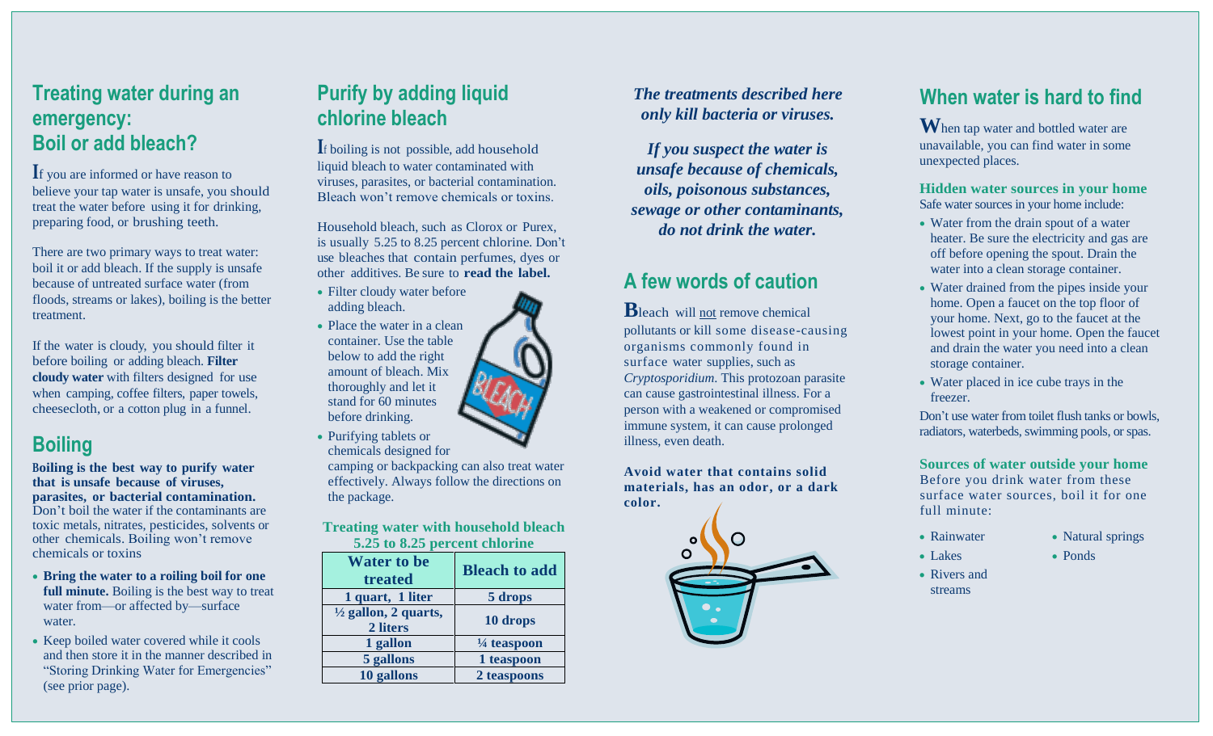## Treating water during an emergency: Boil or add bleach?

If you are informed or have reason to believe your tap water is unsafe, you should treat the water before using it for drinking, preparing food, or brushing teeth.

There are two primary ways to treat water: boil it or add bleach. If the supply is unsafe because of untreated surface water (from floods, streams or lakes), boiling is the better treatment.

If the water is cloudy, you should filter it before boiling or adding bleach. **Filter cloudy water** with filters designed for use when camping, coffee filters, paper towels, cheesecloth, or a cotton plug in a funnel.

## Boiling

**Boiling is the best way to purify water that is unsafe because of viruses, parasites, or bacterial contamination.** Don't boil the water if the contaminants are toxic metals, nitrates, pesticides, solvents or other chemicals. Boiling won't remove chemicals or toxins

- **Bring the water to a roiling boil for one full minute.** Boiling is the best way to treat water from—or affected by—surface water.
- Keep boiled water covered while it cools and then store it in the manner described in "Storing Drinking Water for Emergencies" (see prior page).

## Purify by adding liquid chlorine bleach

If boiling is not possible, add household liquid bleach to water contaminated with viruses, parasites, or bacterial contamination. Bleach won't remove chemicals or toxins.

Household bleach, such as Clorox or Purex, is usually 5.25 to 8.25 percent chlorine. Don't use bleaches that contain perfumes, dyes or other additives. Be sure to **read the label.**

- Filter cloudy water before adding bleach.
- Place the water in a clean container. Use the table below to add the right amount of bleach. Mix thoroughly and let it stand for 60 minutes before drinking.
- Purifying tablets or chemicals designed for camping or backpacking can also treat water effectively. Always follow the directions on the package.

**Treating water with household bleach 5.25 to 8.25 percent chlorine**

| Water to be treated | Bleach to add |
|---|---|
| 1 quart, 1 liter | 5 drops |
| ½ gallon, 2 quarts, 2 liters | 10 drops |
| 1 gallon | ¼ teaspoon |
| 5 gallons | 1 teaspoon |
| 10 gallons | 2 teaspoons |

***The treatments described here only kill bacteria or viruses.***

***If you suspect the water is unsafe because of chemicals, oils, poisonous substances, sewage or other contaminants, do not drink the water.***

## A few words of caution

Bleach will not remove chemical pollutants or kill some disease-causing organisms commonly found in surface water supplies, such as *Cryptosporidium*. This protozoan parasite can cause gastrointestinal illness. For a person with a weakened or compromised immune system, it can cause prolonged illness, even death.

**Avoid water that contains solid materials, has an odor, or a dark color.**

## When water is hard to find

When tap water and bottled water are unavailable, you can find water in some unexpected places.

### Hidden water sources in your home

Safe water sources in your home include:

- Water from the drain spout of a water heater. Be sure the electricity and gas are off before opening the spout. Drain the water into a clean storage container.
- Water drained from the pipes inside your home. Open a faucet on the top floor of your home. Next, go to the faucet at the lowest point in your home. Open the faucet and drain the water you need into a clean storage container.
- Water placed in ice cube trays in the freezer.

Don't use water from toilet flush tanks or bowls, radiators, waterbeds, swimming pools, or spas.

### Sources of water outside your home

Before you drink water from these surface water sources, boil it for one full minute:

- Rainwater
- Lakes
- Rivers and streams
- Natural springs
- Ponds